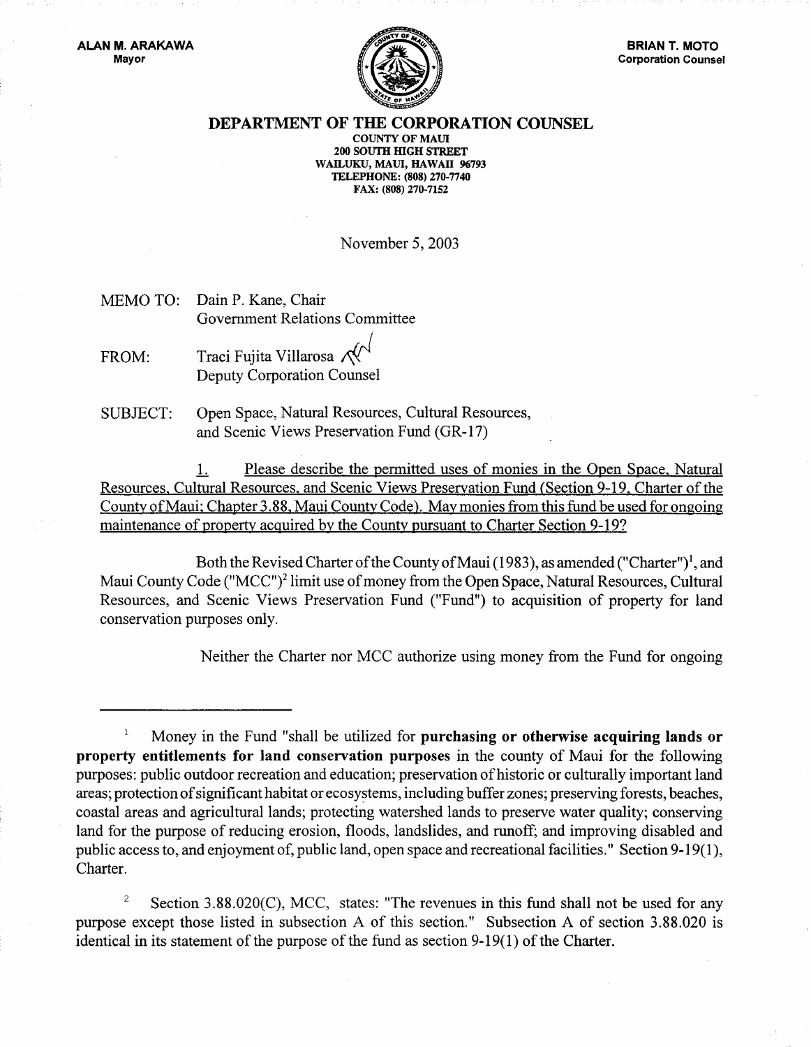ALAN M. ARAKAWA
Mayor

BRIAN T. MOTO
Corporation Counsel

# DEPARTMENT OF THE CORPORATION COUNSEL

COUNTY OF MAUI
200 SOUTH HIGH STREET
WAILUKU, MAUI, HAWAII 96793
TELEPHONE: (808) 270-7740
FAX: (808) 270-7152

November 5, 2003

MEMO TO: Dain P. Kane, Chair
Government Relations Committee

FROM: Traci Fujita Villarosa
Deputy Corporation Counsel

SUBJECT: Open Space, Natural Resources, Cultural Resources, and Scenic Views Preservation Fund (GR-17)

1. Please describe the permitted uses of monies in the Open Space, Natural Resources, Cultural Resources, and Scenic Views Preservation Fund (Section 9-19, Charter of the County of Maui; Chapter 3.88, Maui County Code). May monies from this fund be used for ongoing maintenance of property acquired by the County pursuant to Charter Section 9-19?

Both the Revised Charter of the County of Maui (1983), as amended ("Charter")[1], and Maui County Code ("MCC")[2] limit use of money from the Open Space, Natural Resources, Cultural Resources, and Scenic Views Preservation Fund ("Fund") to acquisition of property for land conservation purposes only.

Neither the Charter nor MCC authorize using money from the Fund for ongoing

---

[1] Money in the Fund "shall be utilized for **purchasing or otherwise acquiring lands or property entitlements for land conservation purposes** in the county of Maui for the following purposes: public outdoor recreation and education; preservation of historic or culturally important land areas; protection of significant habitat or ecosystems, including buffer zones; preserving forests, beaches, coastal areas and agricultural lands; protecting watershed lands to preserve water quality; conserving land for the purpose of reducing erosion, floods, landslides, and runoff; and improving disabled and public access to, and enjoyment of, public land, open space and recreational facilities." Section 9-19(1), Charter.

[2] Section 3.88.020(C), MCC, states: "The revenues in this fund shall not be used for any purpose except those listed in subsection A of this section." Subsection A of section 3.88.020 is identical in its statement of the purpose of the fund as section 9-19(1) of the Charter.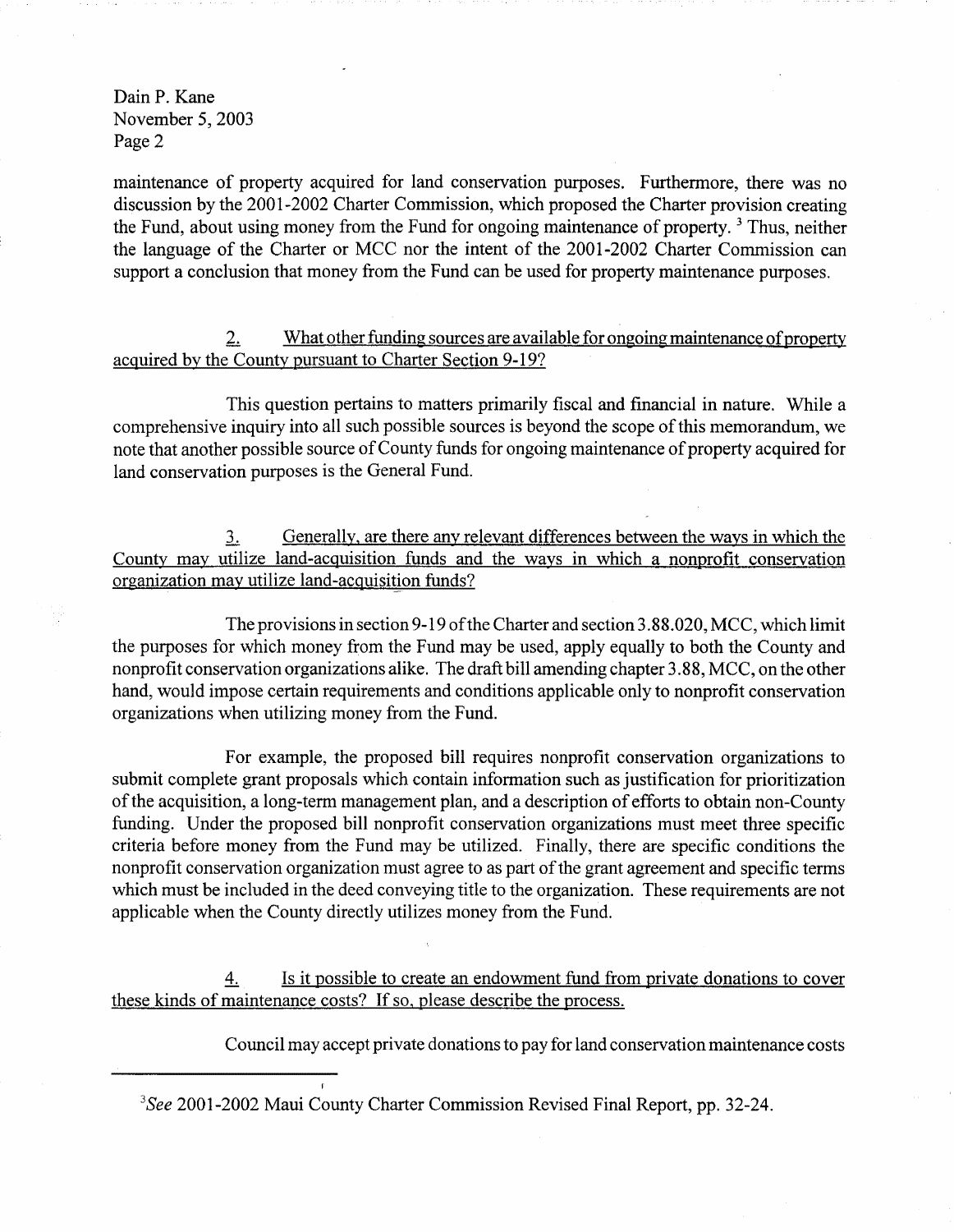maintenance of property acquired for land conservation purposes. Furthermore, there was no discussion by the 2001-2002 Charter Commission, which proposed the Charter provision creating the Fund, about using money from the Fund for ongoing maintenance of property. [3] Thus, neither the language of the Charter or MCC nor the intent of the 2001-2002 Charter Commission can support a conclusion that money from the Fund can be used for property maintenance purposes.

2. <u>What other funding sources are available for ongoing maintenance of property acquired by the County pursuant to Charter Section 9-19?</u>

This question pertains to matters primarily fiscal and financial in nature. While a comprehensive inquiry into all such possible sources is beyond the scope of this memorandum, we note that another possible source of County funds for ongoing maintenance of property acquired for land conservation purposes is the General Fund.

3. <u>Generally, are there any relevant differences between the ways in which the County may utilize land-acquisition funds and the ways in which a nonprofit conservation organization may utilize land-acquisition funds?</u>

The provisions in section 9-19 of the Charter and section 3.88.020, MCC, which limit the purposes for which money from the Fund may be used, apply equally to both the County and nonprofit conservation organizations alike. The draft bill amending chapter 3.88, MCC, on the other hand, would impose certain requirements and conditions applicable only to nonprofit conservation organizations when utilizing money from the Fund.

For example, the proposed bill requires nonprofit conservation organizations to submit complete grant proposals which contain information such as justification for prioritization of the acquisition, a long-term management plan, and a description of efforts to obtain non-County funding. Under the proposed bill nonprofit conservation organizations must meet three specific criteria before money from the Fund may be utilized. Finally, there are specific conditions the nonprofit conservation organization must agree to as part of the grant agreement and specific terms which must be included in the deed conveying title to the organization. These requirements are not applicable when the County directly utilizes money from the Fund.

4. <u>Is it possible to create an endowment fund from private donations to cover these kinds of maintenance costs? If so, please describe the process.</u>

Council may accept private donations to pay for land conservation maintenance costs

---

[3] *See* 2001-2002 Maui County Charter Commission Revised Final Report, pp. 32-24.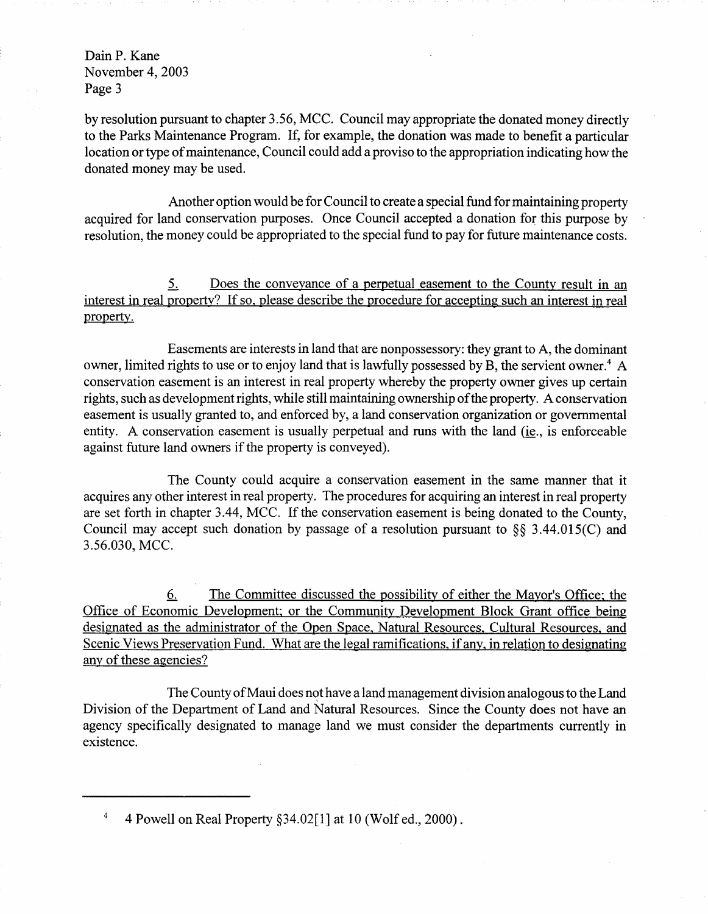by resolution pursuant to chapter 3.56, MCC. Council may appropriate the donated money directly to the Parks Maintenance Program. If, for example, the donation was made to benefit a particular location or type of maintenance, Council could add a proviso to the appropriation indicating how the donated money may be used.

Another option would be for Council to create a special fund for maintaining property acquired for land conservation purposes. Once Council accepted a donation for this purpose by resolution, the money could be appropriated to the special fund to pay for future maintenance costs.

5. Does the conveyance of a perpetual easement to the County result in an interest in real property? If so, please describe the procedure for accepting such an interest in real property.

Easements are interests in land that are nonpossessory: they grant to A, the dominant owner, limited rights to use or to enjoy land that is lawfully possessed by B, the servient owner.[4] A conservation easement is an interest in real property whereby the property owner gives up certain rights, such as development rights, while still maintaining ownership of the property. A conservation easement is usually granted to, and enforced by, a land conservation organization or governmental entity. A conservation easement is usually perpetual and runs with the land (ie., is enforceable against future land owners if the property is conveyed).

The County could acquire a conservation easement in the same manner that it acquires any other interest in real property. The procedures for acquiring an interest in real property are set forth in chapter 3.44, MCC. If the conservation easement is being donated to the County, Council may accept such donation by passage of a resolution pursuant to §§ 3.44.015(C) and 3.56.030, MCC.

6. The Committee discussed the possibility of either the Mayor's Office; the Office of Economic Development; or the Community Development Block Grant office being designated as the administrator of the Open Space, Natural Resources, Cultural Resources, and Scenic Views Preservation Fund. What are the legal ramifications, if any, in relation to designating any of these agencies?

The County of Maui does not have a land management division analogous to the Land Division of the Department of Land and Natural Resources. Since the County does not have an agency specifically designated to manage land we must consider the departments currently in existence.

---

[4] 4 Powell on Real Property §34.02[1] at 10 (Wolf ed., 2000).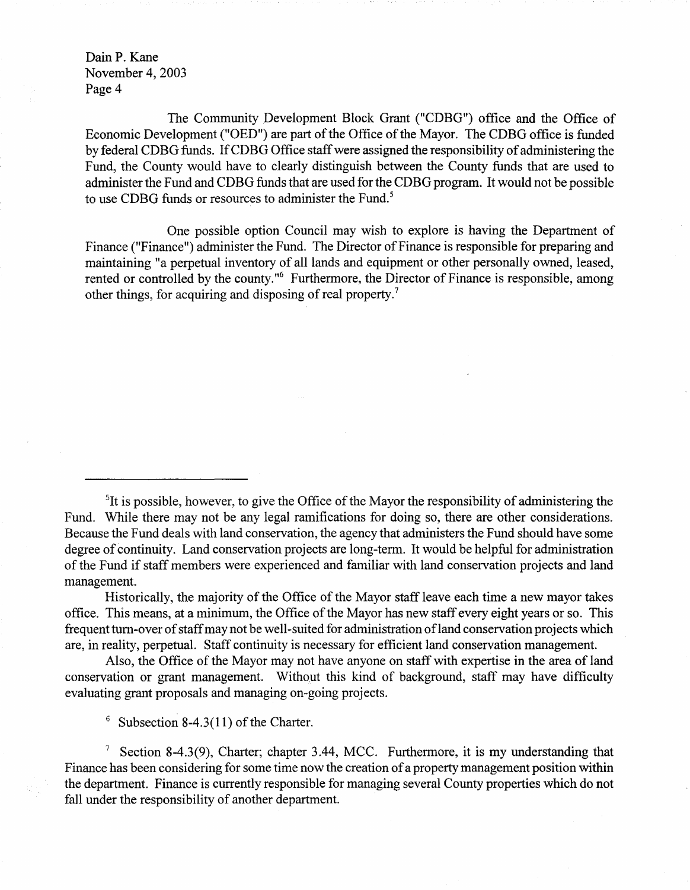The Community Development Block Grant ("CDBG") office and the Office of Economic Development ("OED") are part of the Office of the Mayor. The CDBG office is funded by federal CDBG funds. If CDBG Office staff were assigned the responsibility of administering the Fund, the County would have to clearly distinguish between the County funds that are used to administer the Fund and CDBG funds that are used for the CDBG program. It would not be possible to use CDBG funds or resources to administer the Fund.[5]

One possible option Council may wish to explore is having the Department of Finance ("Finance") administer the Fund. The Director of Finance is responsible for preparing and maintaining "a perpetual inventory of all lands and equipment or other personally owned, leased, rented or controlled by the county."[6] Furthermore, the Director of Finance is responsible, among other things, for acquiring and disposing of real property.[7]

---

[5]It is possible, however, to give the Office of the Mayor the responsibility of administering the Fund. While there may not be any legal ramifications for doing so, there are other considerations. Because the Fund deals with land conservation, the agency that administers the Fund should have some degree of continuity. Land conservation projects are long-term. It would be helpful for administration of the Fund if staff members were experienced and familiar with land conservation projects and land management.

Historically, the majority of the Office of the Mayor staff leave each time a new mayor takes office. This means, at a minimum, the Office of the Mayor has new staff every eight years or so. This frequent turn-over of staff may not be well-suited for administration of land conservation projects which are, in reality, perpetual. Staff continuity is necessary for efficient land conservation management.

Also, the Office of the Mayor may not have anyone on staff with expertise in the area of land conservation or grant management. Without this kind of background, staff may have difficulty evaluating grant proposals and managing on-going projects.

[6] Subsection 8-4.3(11) of the Charter.

[7] Section 8-4.3(9), Charter; chapter 3.44, MCC. Furthermore, it is my understanding that Finance has been considering for some time now the creation of a property management position within the department. Finance is currently responsible for managing several County properties which do not fall under the responsibility of another department.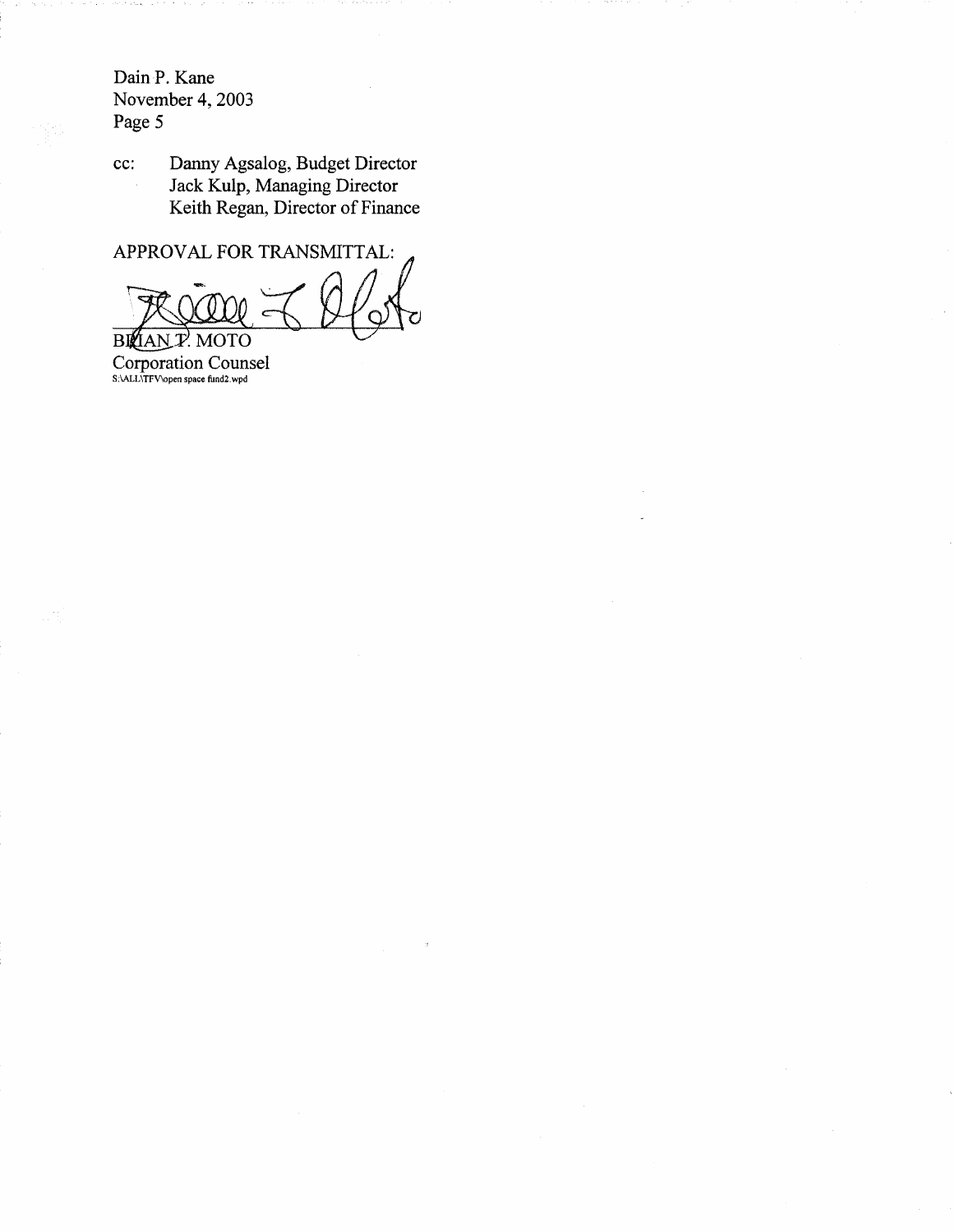cc: Danny Agsalog, Budget Director
Jack Kulp, Managing Director
Keith Regan, Director of Finance

APPROVAL FOR TRANSMITTAL:

BRIAN T. MOTO
Corporation Counsel

S:\ALL\TFV\open space fund2.wpd